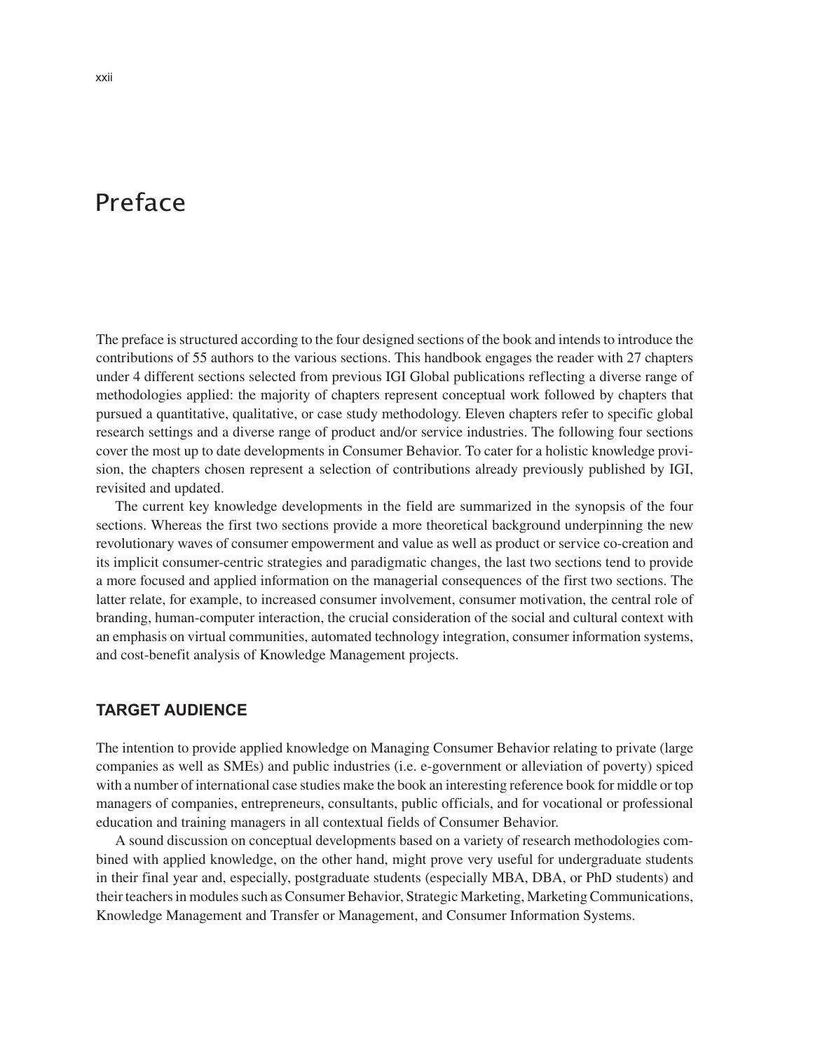# Preface

The preface is structured according to the four designed sections of the book and intends to introduce the contributions of 55 authors to the various sections. This handbook engages the reader with 27 chapters under 4 different sections selected from previous IGI Global publications reflecting a diverse range of methodologies applied: the majority of chapters represent conceptual work followed by chapters that pursued a quantitative, qualitative, or case study methodology. Eleven chapters refer to specific global research settings and a diverse range of product and/or service industries. The following four sections cover the most up to date developments in Consumer Behavior. To cater for a holistic knowledge provision, the chapters chosen represent a selection of contributions already previously published by IGI, revisited and updated.

The current key knowledge developments in the field are summarized in the synopsis of the four sections. Whereas the first two sections provide a more theoretical background underpinning the new revolutionary waves of consumer empowerment and value as well as product or service co-creation and its implicit consumer-centric strategies and paradigmatic changes, the last two sections tend to provide a more focused and applied information on the managerial consequences of the first two sections. The latter relate, for example, to increased consumer involvement, consumer motivation, the central role of branding, human-computer interaction, the crucial consideration of the social and cultural context with an emphasis on virtual communities, automated technology integration, consumer information systems, and cost-benefit analysis of Knowledge Management projects.

## TARGET AUDIENCE

The intention to provide applied knowledge on Managing Consumer Behavior relating to private (large companies as well as SMEs) and public industries (i.e. e-government or alleviation of poverty) spiced with a number of international case studies make the book an interesting reference book for middle or top managers of companies, entrepreneurs, consultants, public officials, and for vocational or professional education and training managers in all contextual fields of Consumer Behavior.

A sound discussion on conceptual developments based on a variety of research methodologies combined with applied knowledge, on the other hand, might prove very useful for undergraduate students in their final year and, especially, postgraduate students (especially MBA, DBA, or PhD students) and their teachers in modules such as Consumer Behavior, Strategic Marketing, Marketing Communications, Knowledge Management and Transfer or Management, and Consumer Information Systems.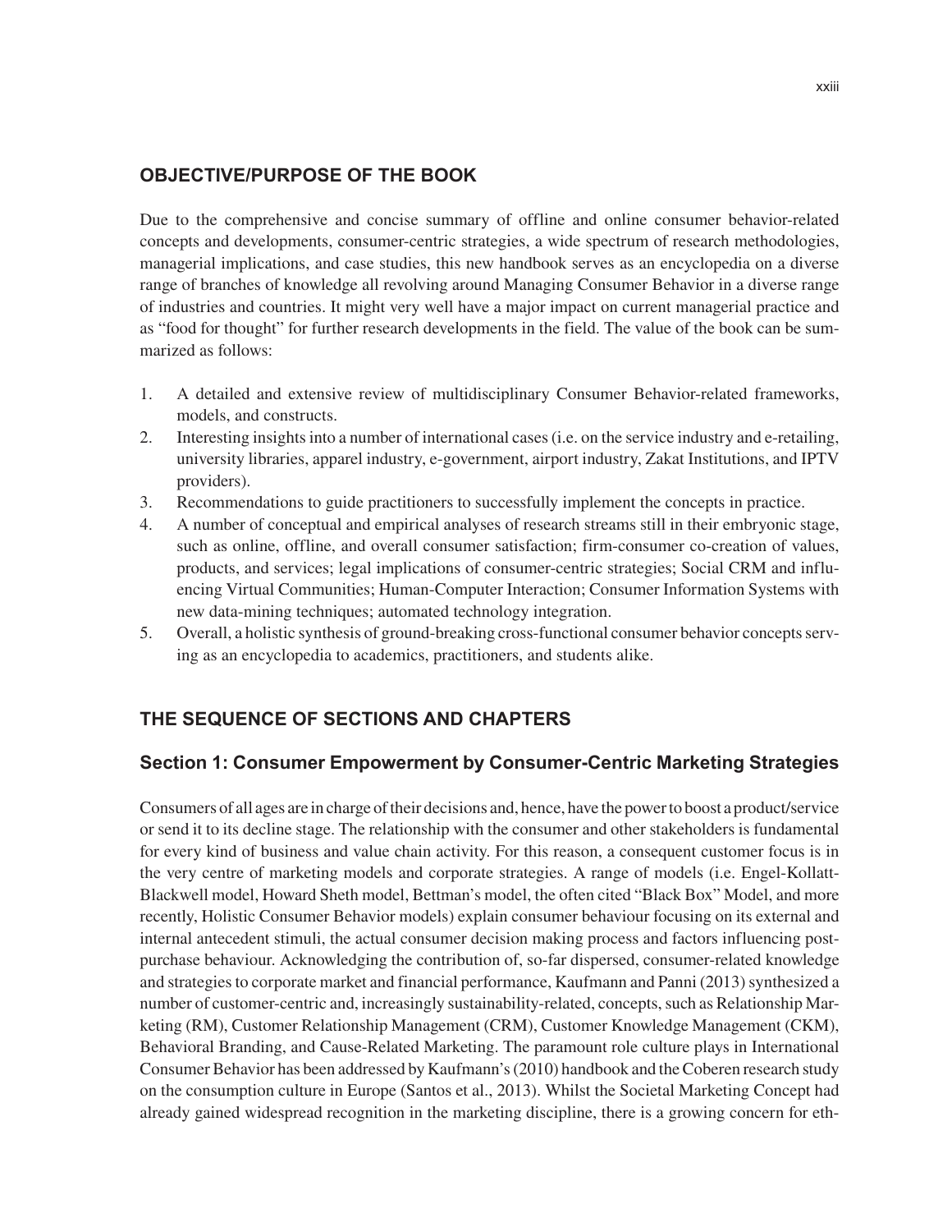## OBJECTIVE/PURPOSE OF THE BOOK

Due to the comprehensive and concise summary of offline and online consumer behavior-related concepts and developments, consumer-centric strategies, a wide spectrum of research methodologies, managerial implications, and case studies, this new handbook serves as an encyclopedia on a diverse range of branches of knowledge all revolving around Managing Consumer Behavior in a diverse range of industries and countries. It might very well have a major impact on current managerial practice and as "food for thought" for further research developments in the field. The value of the book can be summarized as follows:

1. A detailed and extensive review of multidisciplinary Consumer Behavior-related frameworks, models, and constructs.
2. Interesting insights into a number of international cases (i.e. on the service industry and e-retailing, university libraries, apparel industry, e-government, airport industry, Zakat Institutions, and IPTV providers).
3. Recommendations to guide practitioners to successfully implement the concepts in practice.
4. A number of conceptual and empirical analyses of research streams still in their embryonic stage, such as online, offline, and overall consumer satisfaction; firm-consumer co-creation of values, products, and services; legal implications of consumer-centric strategies; Social CRM and influencing Virtual Communities; Human-Computer Interaction; Consumer Information Systems with new data-mining techniques; automated technology integration.
5. Overall, a holistic synthesis of ground-breaking cross-functional consumer behavior concepts serving as an encyclopedia to academics, practitioners, and students alike.

## THE SEQUENCE OF SECTIONS AND CHAPTERS

### Section 1: Consumer Empowerment by Consumer-Centric Marketing Strategies

Consumers of all ages are in charge of their decisions and, hence, have the power to boost a product/service or send it to its decline stage. The relationship with the consumer and other stakeholders is fundamental for every kind of business and value chain activity. For this reason, a consequent customer focus is in the very centre of marketing models and corporate strategies. A range of models (i.e. Engel-Kollatt-Blackwell model, Howard Sheth model, Bettman's model, the often cited "Black Box" Model, and more recently, Holistic Consumer Behavior models) explain consumer behaviour focusing on its external and internal antecedent stimuli, the actual consumer decision making process and factors influencing post-purchase behaviour. Acknowledging the contribution of, so-far dispersed, consumer-related knowledge and strategies to corporate market and financial performance, Kaufmann and Panni (2013) synthesized a number of customer-centric and, increasingly sustainability-related, concepts, such as Relationship Marketing (RM), Customer Relationship Management (CRM), Customer Knowledge Management (CKM), Behavioral Branding, and Cause-Related Marketing. The paramount role culture plays in International Consumer Behavior has been addressed by Kaufmann's (2010) handbook and the Coberen research study on the consumption culture in Europe (Santos et al., 2013). Whilst the Societal Marketing Concept had already gained widespread recognition in the marketing discipline, there is a growing concern for eth-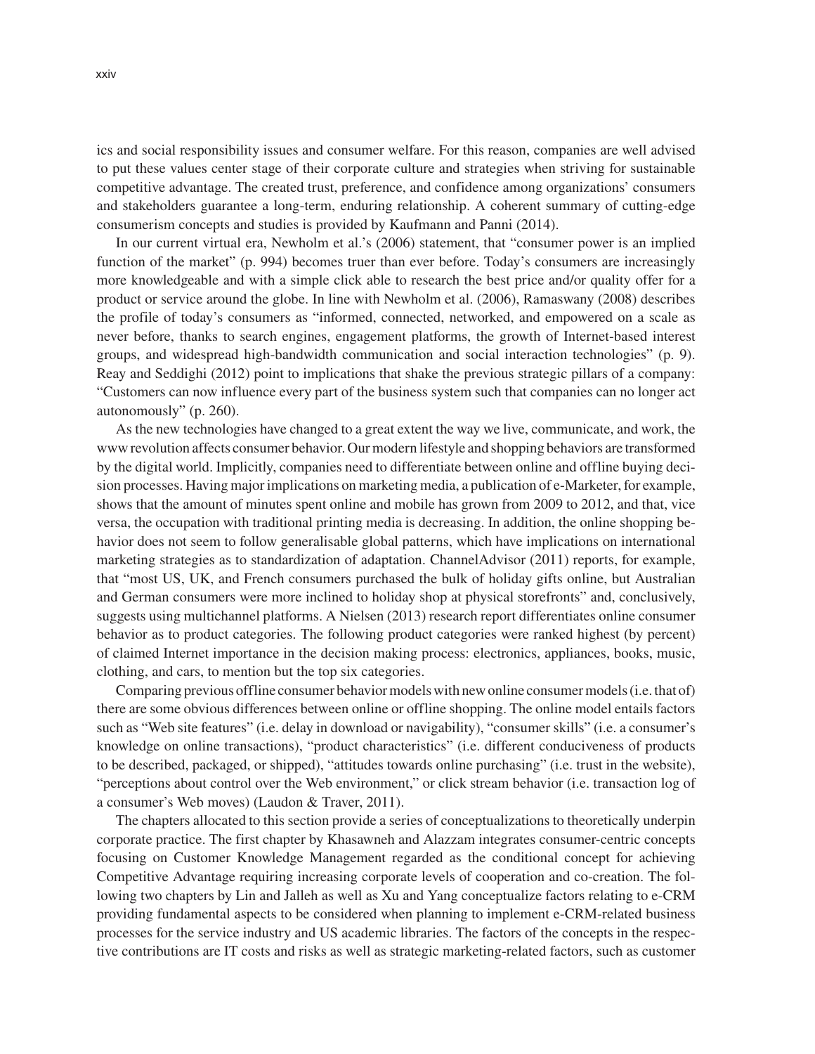ics and social responsibility issues and consumer welfare. For this reason, companies are well advised to put these values center stage of their corporate culture and strategies when striving for sustainable competitive advantage. The created trust, preference, and confidence among organizations' consumers and stakeholders guarantee a long-term, enduring relationship. A coherent summary of cutting-edge consumerism concepts and studies is provided by Kaufmann and Panni (2014).

In our current virtual era, Newholm et al.'s (2006) statement, that "consumer power is an implied function of the market" (p. 994) becomes truer than ever before. Today's consumers are increasingly more knowledgeable and with a simple click able to research the best price and/or quality offer for a product or service around the globe. In line with Newholm et al. (2006), Ramaswany (2008) describes the profile of today's consumers as "informed, connected, networked, and empowered on a scale as never before, thanks to search engines, engagement platforms, the growth of Internet-based interest groups, and widespread high-bandwidth communication and social interaction technologies" (p. 9). Reay and Seddighi (2012) point to implications that shake the previous strategic pillars of a company: "Customers can now influence every part of the business system such that companies can no longer act autonomously" (p. 260).

As the new technologies have changed to a great extent the way we live, communicate, and work, the www revolution affects consumer behavior. Our modern lifestyle and shopping behaviors are transformed by the digital world. Implicitly, companies need to differentiate between online and offline buying decision processes. Having major implications on marketing media, a publication of e-Marketer, for example, shows that the amount of minutes spent online and mobile has grown from 2009 to 2012, and that, vice versa, the occupation with traditional printing media is decreasing. In addition, the online shopping behavior does not seem to follow generalisable global patterns, which have implications on international marketing strategies as to standardization of adaptation. ChannelAdvisor (2011) reports, for example, that "most US, UK, and French consumers purchased the bulk of holiday gifts online, but Australian and German consumers were more inclined to holiday shop at physical storefronts" and, conclusively, suggests using multichannel platforms. A Nielsen (2013) research report differentiates online consumer behavior as to product categories. The following product categories were ranked highest (by percent) of claimed Internet importance in the decision making process: electronics, appliances, books, music, clothing, and cars, to mention but the top six categories.

Comparing previous offline consumer behavior models with new online consumer models (i.e. that of) there are some obvious differences between online or offline shopping. The online model entails factors such as "Web site features" (i.e. delay in download or navigability), "consumer skills" (i.e. a consumer's knowledge on online transactions), "product characteristics" (i.e. different conduciveness of products to be described, packaged, or shipped), "attitudes towards online purchasing" (i.e. trust in the website), "perceptions about control over the Web environment," or click stream behavior (i.e. transaction log of a consumer's Web moves) (Laudon & Traver, 2011).

The chapters allocated to this section provide a series of conceptualizations to theoretically underpin corporate practice. The first chapter by Khasawneh and Alazzam integrates consumer-centric concepts focusing on Customer Knowledge Management regarded as the conditional concept for achieving Competitive Advantage requiring increasing corporate levels of cooperation and co-creation. The following two chapters by Lin and Jalleh as well as Xu and Yang conceptualize factors relating to e-CRM providing fundamental aspects to be considered when planning to implement e-CRM-related business processes for the service industry and US academic libraries. The factors of the concepts in the respective contributions are IT costs and risks as well as strategic marketing-related factors, such as customer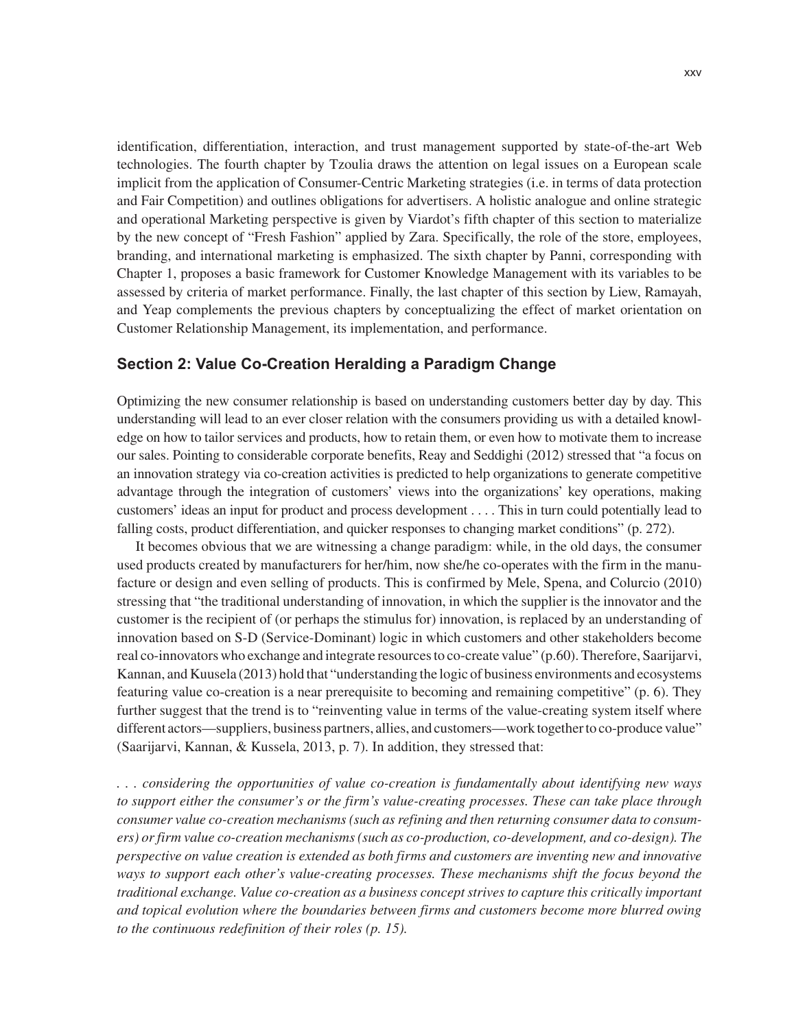identification, differentiation, interaction, and trust management supported by state-of-the-art Web technologies. The fourth chapter by Tzoulia draws the attention on legal issues on a European scale implicit from the application of Consumer-Centric Marketing strategies (i.e. in terms of data protection and Fair Competition) and outlines obligations for advertisers. A holistic analogue and online strategic and operational Marketing perspective is given by Viardot's fifth chapter of this section to materialize by the new concept of "Fresh Fashion" applied by Zara. Specifically, the role of the store, employees, branding, and international marketing is emphasized. The sixth chapter by Panni, corresponding with Chapter 1, proposes a basic framework for Customer Knowledge Management with its variables to be assessed by criteria of market performance. Finally, the last chapter of this section by Liew, Ramayah, and Yeap complements the previous chapters by conceptualizing the effect of market orientation on Customer Relationship Management, its implementation, and performance.

## Section 2: Value Co-Creation Heralding a Paradigm Change

Optimizing the new consumer relationship is based on understanding customers better day by day. This understanding will lead to an ever closer relation with the consumers providing us with a detailed knowledge on how to tailor services and products, how to retain them, or even how to motivate them to increase our sales. Pointing to considerable corporate benefits, Reay and Seddighi (2012) stressed that "a focus on an innovation strategy via co-creation activities is predicted to help organizations to generate competitive advantage through the integration of customers' views into the organizations' key operations, making customers' ideas an input for product and process development . . . . This in turn could potentially lead to falling costs, product differentiation, and quicker responses to changing market conditions" (p. 272).

It becomes obvious that we are witnessing a change paradigm: while, in the old days, the consumer used products created by manufacturers for her/him, now she/he co-operates with the firm in the manufacture or design and even selling of products. This is confirmed by Mele, Spena, and Colurcio (2010) stressing that "the traditional understanding of innovation, in which the supplier is the innovator and the customer is the recipient of (or perhaps the stimulus for) innovation, is replaced by an understanding of innovation based on S-D (Service-Dominant) logic in which customers and other stakeholders become real co-innovators who exchange and integrate resources to co-create value" (p.60). Therefore, Saarijarvi, Kannan, and Kuusela (2013) hold that "understanding the logic of business environments and ecosystems featuring value co-creation is a near prerequisite to becoming and remaining competitive" (p. 6). They further suggest that the trend is to "reinventing value in terms of the value-creating system itself where different actors—suppliers, business partners, allies, and customers—work together to co-produce value" (Saarijarvi, Kannan, & Kussela, 2013, p. 7). In addition, they stressed that:

*. . . considering the opportunities of value co-creation is fundamentally about identifying new ways to support either the consumer's or the firm's value-creating processes. These can take place through consumer value co-creation mechanisms (such as refining and then returning consumer data to consumers) or firm value co-creation mechanisms (such as co-production, co-development, and co-design). The perspective on value creation is extended as both firms and customers are inventing new and innovative ways to support each other's value-creating processes. These mechanisms shift the focus beyond the traditional exchange. Value co-creation as a business concept strives to capture this critically important and topical evolution where the boundaries between firms and customers become more blurred owing to the continuous redefinition of their roles (p. 15).*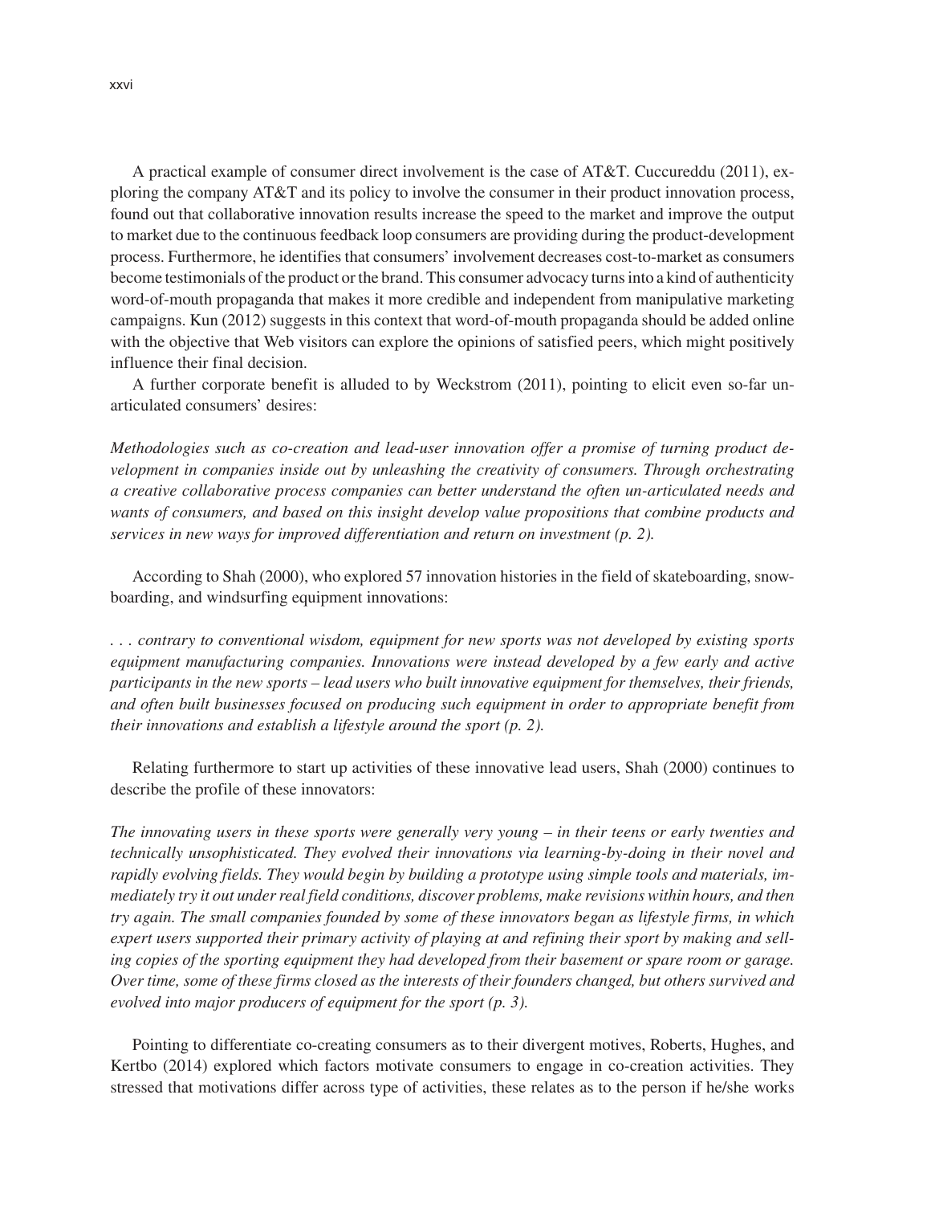A practical example of consumer direct involvement is the case of AT&T. Cuccureddu (2011), exploring the company AT&T and its policy to involve the consumer in their product innovation process, found out that collaborative innovation results increase the speed to the market and improve the output to market due to the continuous feedback loop consumers are providing during the product-development process. Furthermore, he identifies that consumers' involvement decreases cost-to-market as consumers become testimonials of the product or the brand. This consumer advocacy turns into a kind of authenticity word-of-mouth propaganda that makes it more credible and independent from manipulative marketing campaigns. Kun (2012) suggests in this context that word-of-mouth propaganda should be added online with the objective that Web visitors can explore the opinions of satisfied peers, which might positively influence their final decision.

A further corporate benefit is alluded to by Weckstrom (2011), pointing to elicit even so-far unarticulated consumers' desires:

*Methodologies such as co-creation and lead-user innovation offer a promise of turning product development in companies inside out by unleashing the creativity of consumers. Through orchestrating a creative collaborative process companies can better understand the often un-articulated needs and wants of consumers, and based on this insight develop value propositions that combine products and services in new ways for improved differentiation and return on investment (p. 2).*

According to Shah (2000), who explored 57 innovation histories in the field of skateboarding, snowboarding, and windsurfing equipment innovations:

*. . . contrary to conventional wisdom, equipment for new sports was not developed by existing sports equipment manufacturing companies. Innovations were instead developed by a few early and active participants in the new sports – lead users who built innovative equipment for themselves, their friends, and often built businesses focused on producing such equipment in order to appropriate benefit from their innovations and establish a lifestyle around the sport (p. 2).*

Relating furthermore to start up activities of these innovative lead users, Shah (2000) continues to describe the profile of these innovators:

*The innovating users in these sports were generally very young – in their teens or early twenties and technically unsophisticated. They evolved their innovations via learning-by-doing in their novel and rapidly evolving fields. They would begin by building a prototype using simple tools and materials, immediately try it out under real field conditions, discover problems, make revisions within hours, and then try again. The small companies founded by some of these innovators began as lifestyle firms, in which expert users supported their primary activity of playing at and refining their sport by making and selling copies of the sporting equipment they had developed from their basement or spare room or garage. Over time, some of these firms closed as the interests of their founders changed, but others survived and evolved into major producers of equipment for the sport (p. 3).*

Pointing to differentiate co-creating consumers as to their divergent motives, Roberts, Hughes, and Kertbo (2014) explored which factors motivate consumers to engage in co-creation activities. They stressed that motivations differ across type of activities, these relates as to the person if he/she works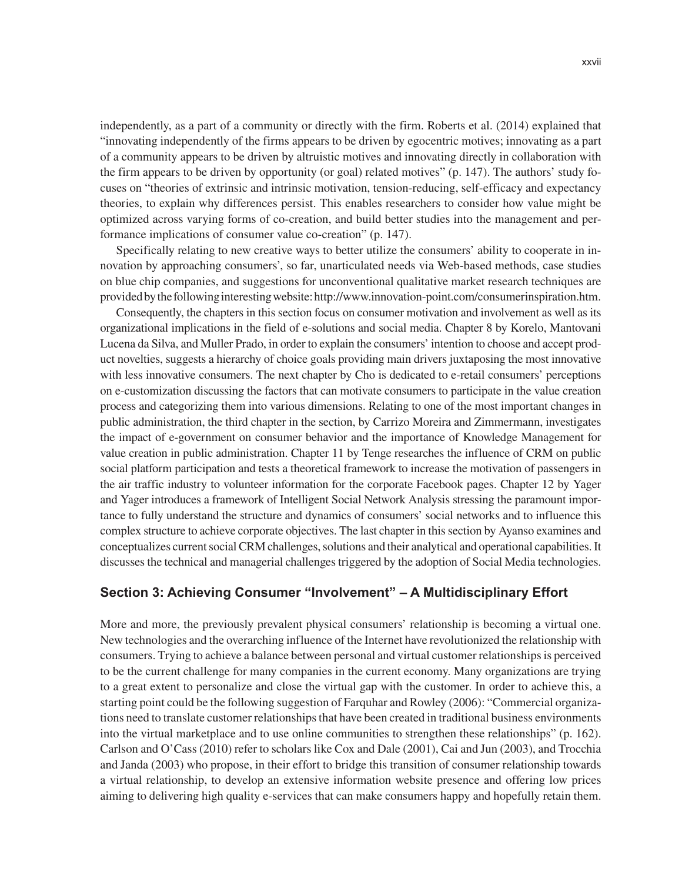independently, as a part of a community or directly with the firm. Roberts et al. (2014) explained that "innovating independently of the firms appears to be driven by egocentric motives; innovating as a part of a community appears to be driven by altruistic motives and innovating directly in collaboration with the firm appears to be driven by opportunity (or goal) related motives" (p. 147). The authors' study focuses on "theories of extrinsic and intrinsic motivation, tension-reducing, self-efficacy and expectancy theories, to explain why differences persist. This enables researchers to consider how value might be optimized across varying forms of co-creation, and build better studies into the management and performance implications of consumer value co-creation" (p. 147).

Specifically relating to new creative ways to better utilize the consumers' ability to cooperate in innovation by approaching consumers', so far, unarticulated needs via Web-based methods, case studies on blue chip companies, and suggestions for unconventional qualitative market research techniques are provided by the following interesting website: http://www.innovation-point.com/consumerinspiration.htm.

Consequently, the chapters in this section focus on consumer motivation and involvement as well as its organizational implications in the field of e-solutions and social media. Chapter 8 by Korelo, Mantovani Lucena da Silva, and Muller Prado, in order to explain the consumers' intention to choose and accept product novelties, suggests a hierarchy of choice goals providing main drivers juxtaposing the most innovative with less innovative consumers. The next chapter by Cho is dedicated to e-retail consumers' perceptions on e-customization discussing the factors that can motivate consumers to participate in the value creation process and categorizing them into various dimensions. Relating to one of the most important changes in public administration, the third chapter in the section, by Carrizo Moreira and Zimmermann, investigates the impact of e-government on consumer behavior and the importance of Knowledge Management for value creation in public administration. Chapter 11 by Tenge researches the influence of CRM on public social platform participation and tests a theoretical framework to increase the motivation of passengers in the air traffic industry to volunteer information for the corporate Facebook pages. Chapter 12 by Yager and Yager introduces a framework of Intelligent Social Network Analysis stressing the paramount importance to fully understand the structure and dynamics of consumers' social networks and to influence this complex structure to achieve corporate objectives. The last chapter in this section by Ayanso examines and conceptualizes current social CRM challenges, solutions and their analytical and operational capabilities. It discusses the technical and managerial challenges triggered by the adoption of Social Media technologies.

## Section 3: Achieving Consumer "Involvement" – A Multidisciplinary Effort

More and more, the previously prevalent physical consumers' relationship is becoming a virtual one. New technologies and the overarching influence of the Internet have revolutionized the relationship with consumers. Trying to achieve a balance between personal and virtual customer relationships is perceived to be the current challenge for many companies in the current economy. Many organizations are trying to a great extent to personalize and close the virtual gap with the customer. In order to achieve this, a starting point could be the following suggestion of Farquhar and Rowley (2006): "Commercial organizations need to translate customer relationships that have been created in traditional business environments into the virtual marketplace and to use online communities to strengthen these relationships" (p. 162). Carlson and O'Cass (2010) refer to scholars like Cox and Dale (2001), Cai and Jun (2003), and Trocchia and Janda (2003) who propose, in their effort to bridge this transition of consumer relationship towards a virtual relationship, to develop an extensive information website presence and offering low prices aiming to delivering high quality e-services that can make consumers happy and hopefully retain them.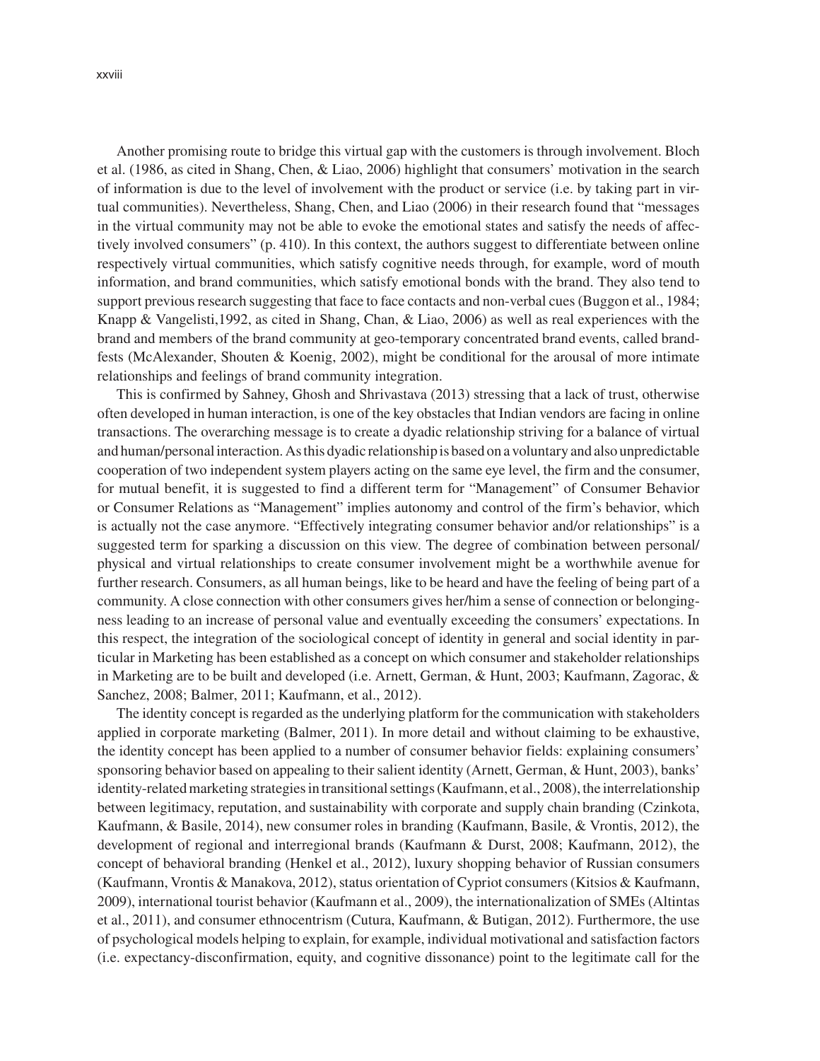Another promising route to bridge this virtual gap with the customers is through involvement. Bloch et al. (1986, as cited in Shang, Chen, & Liao, 2006) highlight that consumers' motivation in the search of information is due to the level of involvement with the product or service (i.e. by taking part in virtual communities). Nevertheless, Shang, Chen, and Liao (2006) in their research found that "messages in the virtual community may not be able to evoke the emotional states and satisfy the needs of affectively involved consumers" (p. 410). In this context, the authors suggest to differentiate between online respectively virtual communities, which satisfy cognitive needs through, for example, word of mouth information, and brand communities, which satisfy emotional bonds with the brand. They also tend to support previous research suggesting that face to face contacts and non-verbal cues (Buggon et al., 1984; Knapp & Vangelisti,1992, as cited in Shang, Chan, & Liao, 2006) as well as real experiences with the brand and members of the brand community at geo-temporary concentrated brand events, called brandfests (McAlexander, Shouten & Koenig, 2002), might be conditional for the arousal of more intimate relationships and feelings of brand community integration.

This is confirmed by Sahney, Ghosh and Shrivastava (2013) stressing that a lack of trust, otherwise often developed in human interaction, is one of the key obstacles that Indian vendors are facing in online transactions. The overarching message is to create a dyadic relationship striving for a balance of virtual and human/personal interaction. As this dyadic relationship is based on a voluntary and also unpredictable cooperation of two independent system players acting on the same eye level, the firm and the consumer, for mutual benefit, it is suggested to find a different term for "Management" of Consumer Behavior or Consumer Relations as "Management" implies autonomy and control of the firm's behavior, which is actually not the case anymore. "Effectively integrating consumer behavior and/or relationships" is a suggested term for sparking a discussion on this view. The degree of combination between personal/physical and virtual relationships to create consumer involvement might be a worthwhile avenue for further research. Consumers, as all human beings, like to be heard and have the feeling of being part of a community. A close connection with other consumers gives her/him a sense of connection or belongingness leading to an increase of personal value and eventually exceeding the consumers' expectations. In this respect, the integration of the sociological concept of identity in general and social identity in particular in Marketing has been established as a concept on which consumer and stakeholder relationships in Marketing are to be built and developed (i.e. Arnett, German, & Hunt, 2003; Kaufmann, Zagorac, & Sanchez, 2008; Balmer, 2011; Kaufmann, et al., 2012).

The identity concept is regarded as the underlying platform for the communication with stakeholders applied in corporate marketing (Balmer, 2011). In more detail and without claiming to be exhaustive, the identity concept has been applied to a number of consumer behavior fields: explaining consumers' sponsoring behavior based on appealing to their salient identity (Arnett, German, & Hunt, 2003), banks' identity-related marketing strategies in transitional settings (Kaufmann, et al., 2008), the interrelationship between legitimacy, reputation, and sustainability with corporate and supply chain branding (Czinkota, Kaufmann, & Basile, 2014), new consumer roles in branding (Kaufmann, Basile, & Vrontis, 2012), the development of regional and interregional brands (Kaufmann & Durst, 2008; Kaufmann, 2012), the concept of behavioral branding (Henkel et al., 2012), luxury shopping behavior of Russian consumers (Kaufmann, Vrontis & Manakova, 2012), status orientation of Cypriot consumers (Kitsios & Kaufmann, 2009), international tourist behavior (Kaufmann et al., 2009), the internationalization of SMEs (Altintas et al., 2011), and consumer ethnocentrism (Cutura, Kaufmann, & Butigan, 2012). Furthermore, the use of psychological models helping to explain, for example, individual motivational and satisfaction factors (i.e. expectancy-disconfirmation, equity, and cognitive dissonance) point to the legitimate call for the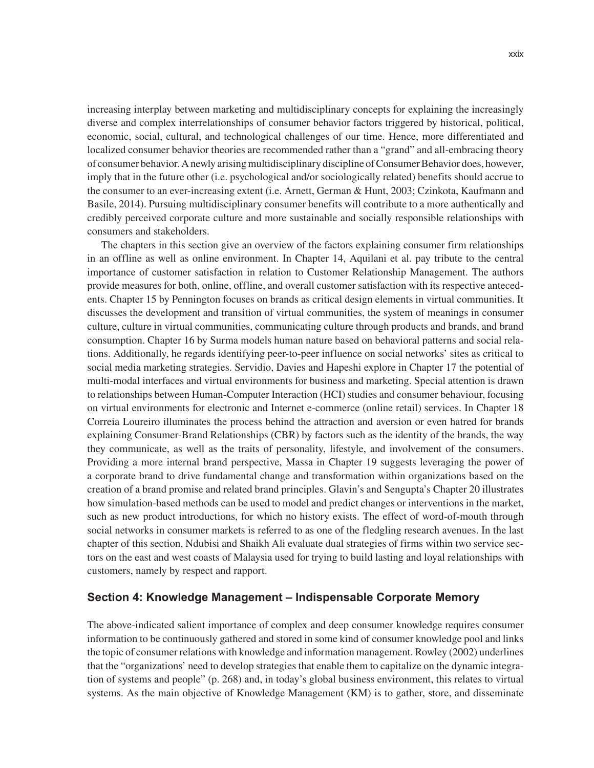increasing interplay between marketing and multidisciplinary concepts for explaining the increasingly diverse and complex interrelationships of consumer behavior factors triggered by historical, political, economic, social, cultural, and technological challenges of our time. Hence, more differentiated and localized consumer behavior theories are recommended rather than a "grand" and all-embracing theory of consumer behavior. A newly arising multidisciplinary discipline of Consumer Behavior does, however, imply that in the future other (i.e. psychological and/or sociologically related) benefits should accrue to the consumer to an ever-increasing extent (i.e. Arnett, German & Hunt, 2003; Czinkota, Kaufmann and Basile, 2014). Pursuing multidisciplinary consumer benefits will contribute to a more authentically and credibly perceived corporate culture and more sustainable and socially responsible relationships with consumers and stakeholders.

The chapters in this section give an overview of the factors explaining consumer firm relationships in an offline as well as online environment. In Chapter 14, Aquilani et al. pay tribute to the central importance of customer satisfaction in relation to Customer Relationship Management. The authors provide measures for both, online, offline, and overall customer satisfaction with its respective antecedents. Chapter 15 by Pennington focuses on brands as critical design elements in virtual communities. It discusses the development and transition of virtual communities, the system of meanings in consumer culture, culture in virtual communities, communicating culture through products and brands, and brand consumption. Chapter 16 by Surma models human nature based on behavioral patterns and social relations. Additionally, he regards identifying peer-to-peer influence on social networks' sites as critical to social media marketing strategies. Servidio, Davies and Hapeshi explore in Chapter 17 the potential of multi-modal interfaces and virtual environments for business and marketing. Special attention is drawn to relationships between Human-Computer Interaction (HCI) studies and consumer behaviour, focusing on virtual environments for electronic and Internet e-commerce (online retail) services. In Chapter 18 Correia Loureiro illuminates the process behind the attraction and aversion or even hatred for brands explaining Consumer-Brand Relationships (CBR) by factors such as the identity of the brands, the way they communicate, as well as the traits of personality, lifestyle, and involvement of the consumers. Providing a more internal brand perspective, Massa in Chapter 19 suggests leveraging the power of a corporate brand to drive fundamental change and transformation within organizations based on the creation of a brand promise and related brand principles. Glavin's and Sengupta's Chapter 20 illustrates how simulation-based methods can be used to model and predict changes or interventions in the market, such as new product introductions, for which no history exists. The effect of word-of-mouth through social networks in consumer markets is referred to as one of the fledgling research avenues. In the last chapter of this section, Ndubisi and Shaikh Ali evaluate dual strategies of firms within two service sectors on the east and west coasts of Malaysia used for trying to build lasting and loyal relationships with customers, namely by respect and rapport.

## Section 4: Knowledge Management – Indispensable Corporate Memory

The above-indicated salient importance of complex and deep consumer knowledge requires consumer information to be continuously gathered and stored in some kind of consumer knowledge pool and links the topic of consumer relations with knowledge and information management. Rowley (2002) underlines that the "organizations' need to develop strategies that enable them to capitalize on the dynamic integration of systems and people" (p. 268) and, in today's global business environment, this relates to virtual systems. As the main objective of Knowledge Management (KM) is to gather, store, and disseminate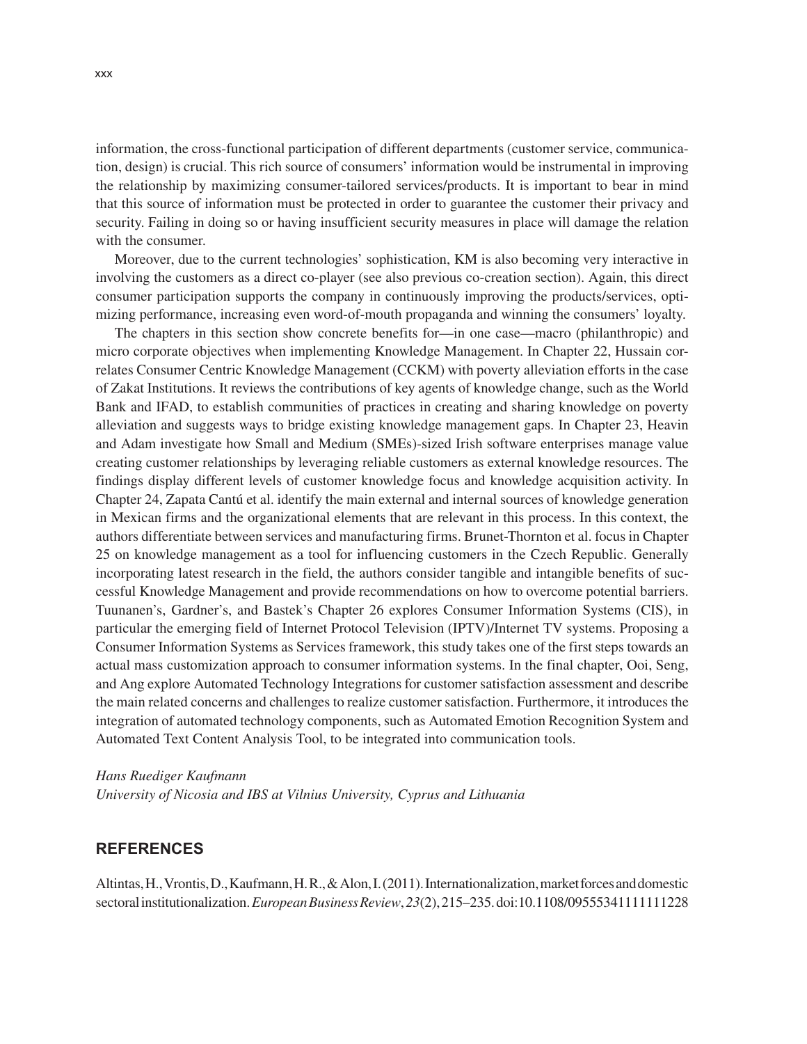information, the cross-functional participation of different departments (customer service, communication, design) is crucial. This rich source of consumers' information would be instrumental in improving the relationship by maximizing consumer-tailored services/products. It is important to bear in mind that this source of information must be protected in order to guarantee the customer their privacy and security. Failing in doing so or having insufficient security measures in place will damage the relation with the consumer.

Moreover, due to the current technologies' sophistication, KM is also becoming very interactive in involving the customers as a direct co-player (see also previous co-creation section). Again, this direct consumer participation supports the company in continuously improving the products/services, optimizing performance, increasing even word-of-mouth propaganda and winning the consumers' loyalty.

The chapters in this section show concrete benefits for—in one case—macro (philanthropic) and micro corporate objectives when implementing Knowledge Management. In Chapter 22, Hussain correlates Consumer Centric Knowledge Management (CCKM) with poverty alleviation efforts in the case of Zakat Institutions. It reviews the contributions of key agents of knowledge change, such as the World Bank and IFAD, to establish communities of practices in creating and sharing knowledge on poverty alleviation and suggests ways to bridge existing knowledge management gaps. In Chapter 23, Heavin and Adam investigate how Small and Medium (SMEs)-sized Irish software enterprises manage value creating customer relationships by leveraging reliable customers as external knowledge resources. The findings display different levels of customer knowledge focus and knowledge acquisition activity. In Chapter 24, Zapata Cantú et al. identify the main external and internal sources of knowledge generation in Mexican firms and the organizational elements that are relevant in this process. In this context, the authors differentiate between services and manufacturing firms. Brunet-Thornton et al. focus in Chapter 25 on knowledge management as a tool for influencing customers in the Czech Republic. Generally incorporating latest research in the field, the authors consider tangible and intangible benefits of successful Knowledge Management and provide recommendations on how to overcome potential barriers. Tuunanen's, Gardner's, and Bastek's Chapter 26 explores Consumer Information Systems (CIS), in particular the emerging field of Internet Protocol Television (IPTV)/Internet TV systems. Proposing a Consumer Information Systems as Services framework, this study takes one of the first steps towards an actual mass customization approach to consumer information systems. In the final chapter, Ooi, Seng, and Ang explore Automated Technology Integrations for customer satisfaction assessment and describe the main related concerns and challenges to realize customer satisfaction. Furthermore, it introduces the integration of automated technology components, such as Automated Emotion Recognition System and Automated Text Content Analysis Tool, to be integrated into communication tools.

*Hans Ruediger Kaufmann*
*University of Nicosia and IBS at Vilnius University, Cyprus and Lithuania*

## REFERENCES

Altintas, H., Vrontis, D., Kaufmann, H. R., & Alon, I. (2011). Internationalization, market forces and domestic sectoral institutionalization. *European Business Review*, *23*(2), 215–235. doi:10.1108/09555341111111228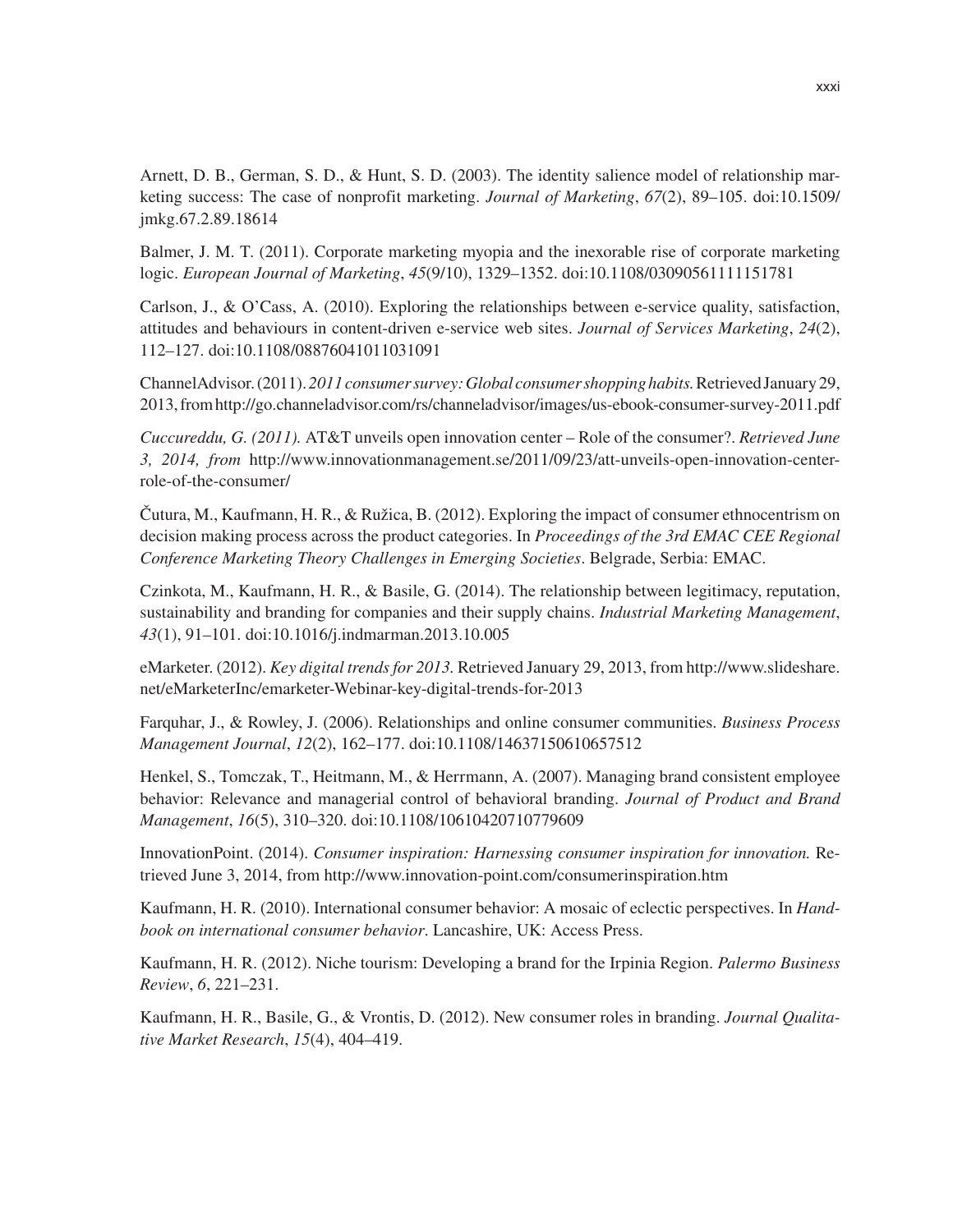Arnett, D. B., German, S. D., & Hunt, S. D. (2003). The identity salience model of relationship marketing success: The case of nonprofit marketing. *Journal of Marketing*, *67*(2), 89–105. doi:10.1509/jmkg.67.2.89.18614

Balmer, J. M. T. (2011). Corporate marketing myopia and the inexorable rise of corporate marketing logic. *European Journal of Marketing*, *45*(9/10), 1329–1352. doi:10.1108/03090561111151781

Carlson, J., & O'Cass, A. (2010). Exploring the relationships between e-service quality, satisfaction, attitudes and behaviours in content-driven e-service web sites. *Journal of Services Marketing*, *24*(2), 112–127. doi:10.1108/08876041011031091

ChannelAdvisor. (2011). *2011 consumer survey: Global consumer shopping habits.* Retrieved January 29, 2013, from http://go.channeladvisor.com/rs/channeladvisor/images/us-ebook-consumer-survey-2011.pdf

*Cuccureddu, G. (2011).* AT&T unveils open innovation center – Role of the consumer?. *Retrieved June 3, 2014, from* http://www.innovationmanagement.se/2011/09/23/att-unveils-open-innovation-center-role-of-the-consumer/

Čutura, M., Kaufmann, H. R., & Ružica, B. (2012). Exploring the impact of consumer ethnocentrism on decision making process across the product categories. In *Proceedings of the 3rd EMAC CEE Regional Conference Marketing Theory Challenges in Emerging Societies*. Belgrade, Serbia: EMAC.

Czinkota, M., Kaufmann, H. R., & Basile, G. (2014). The relationship between legitimacy, reputation, sustainability and branding for companies and their supply chains. *Industrial Marketing Management*, *43*(1), 91–101. doi:10.1016/j.indmarman.2013.10.005

eMarketer. (2012). *Key digital trends for 2013.* Retrieved January 29, 2013, from http://www.slideshare.net/eMarketerInc/emarketer-Webinar-key-digital-trends-for-2013

Farquhar, J., & Rowley, J. (2006). Relationships and online consumer communities. *Business Process Management Journal*, *12*(2), 162–177. doi:10.1108/14637150610657512

Henkel, S., Tomczak, T., Heitmann, M., & Herrmann, A. (2007). Managing brand consistent employee behavior: Relevance and managerial control of behavioral branding. *Journal of Product and Brand Management*, *16*(5), 310–320. doi:10.1108/10610420710779609

InnovationPoint. (2014). *Consumer inspiration: Harnessing consumer inspiration for innovation.* Retrieved June 3, 2014, from http://www.innovation-point.com/consumerinspiration.htm

Kaufmann, H. R. (2010). International consumer behavior: A mosaic of eclectic perspectives. In *Handbook on international consumer behavior*. Lancashire, UK: Access Press.

Kaufmann, H. R. (2012). Niche tourism: Developing a brand for the Irpinia Region. *Palermo Business Review*, *6*, 221–231.

Kaufmann, H. R., Basile, G., & Vrontis, D. (2012). New consumer roles in branding. *Journal Qualitative Market Research*, *15*(4), 404–419.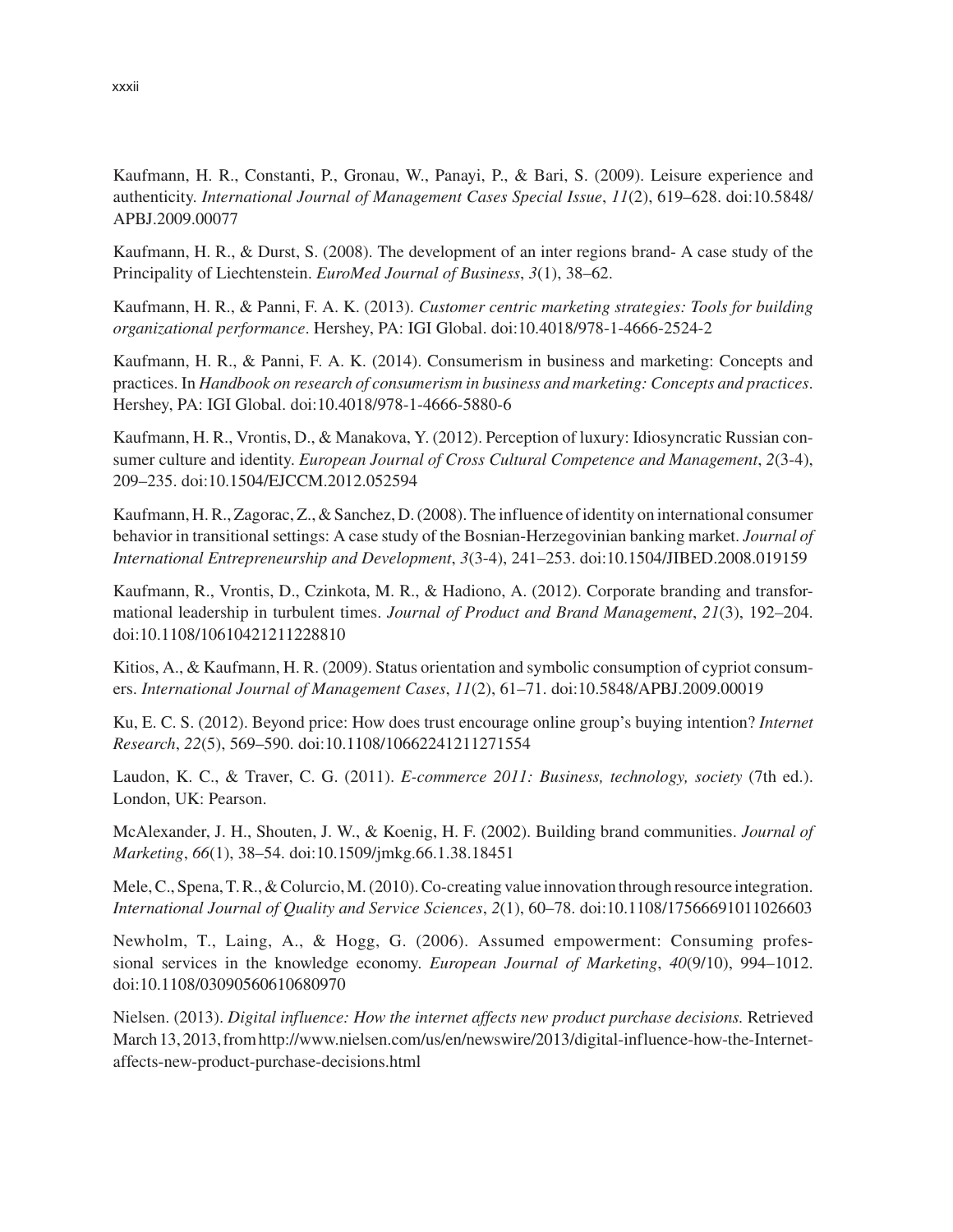Kaufmann, H. R., Constanti, P., Gronau, W., Panayi, P., & Bari, S. (2009). Leisure experience and authenticity. *International Journal of Management Cases Special Issue*, *11*(2), 619–628. doi:10.5848/APBJ.2009.00077

Kaufmann, H. R., & Durst, S. (2008). The development of an inter regions brand- A case study of the Principality of Liechtenstein. *EuroMed Journal of Business*, *3*(1), 38–62.

Kaufmann, H. R., & Panni, F. A. K. (2013). *Customer centric marketing strategies: Tools for building organizational performance*. Hershey, PA: IGI Global. doi:10.4018/978-1-4666-2524-2

Kaufmann, H. R., & Panni, F. A. K. (2014). Consumerism in business and marketing: Concepts and practices. In *Handbook on research of consumerism in business and marketing: Concepts and practices*. Hershey, PA: IGI Global. doi:10.4018/978-1-4666-5880-6

Kaufmann, H. R., Vrontis, D., & Manakova, Y. (2012). Perception of luxury: Idiosyncratic Russian consumer culture and identity. *European Journal of Cross Cultural Competence and Management*, *2*(3-4), 209–235. doi:10.1504/EJCCM.2012.052594

Kaufmann, H. R., Zagorac, Z., & Sanchez, D. (2008). The influence of identity on international consumer behavior in transitional settings: A case study of the Bosnian-Herzegovinian banking market. *Journal of International Entrepreneurship and Development*, *3*(3-4), 241–253. doi:10.1504/JIBED.2008.019159

Kaufmann, R., Vrontis, D., Czinkota, M. R., & Hadiono, A. (2012). Corporate branding and transformational leadership in turbulent times. *Journal of Product and Brand Management*, *21*(3), 192–204. doi:10.1108/10610421211228810

Kitios, A., & Kaufmann, H. R. (2009). Status orientation and symbolic consumption of cypriot consumers. *International Journal of Management Cases*, *11*(2), 61–71. doi:10.5848/APBJ.2009.00019

Ku, E. C. S. (2012). Beyond price: How does trust encourage online group's buying intention? *Internet Research*, *22*(5), 569–590. doi:10.1108/10662241211271554

Laudon, K. C., & Traver, C. G. (2011). *E-commerce 2011: Business, technology, society* (7th ed.). London, UK: Pearson.

McAlexander, J. H., Shouten, J. W., & Koenig, H. F. (2002). Building brand communities. *Journal of Marketing*, *66*(1), 38–54. doi:10.1509/jmkg.66.1.38.18451

Mele, C., Spena, T. R., & Colurcio, M. (2010). Co-creating value innovation through resource integration. *International Journal of Quality and Service Sciences*, *2*(1), 60–78. doi:10.1108/17566691011026603

Newholm, T., Laing, A., & Hogg, G. (2006). Assumed empowerment: Consuming professional services in the knowledge economy. *European Journal of Marketing*, *40*(9/10), 994–1012. doi:10.1108/03090560610680970

Nielsen. (2013). *Digital influence: How the internet affects new product purchase decisions.* Retrieved March 13, 2013, from http://www.nielsen.com/us/en/newswire/2013/digital-influence-how-the-Internet-affects-new-product-purchase-decisions.html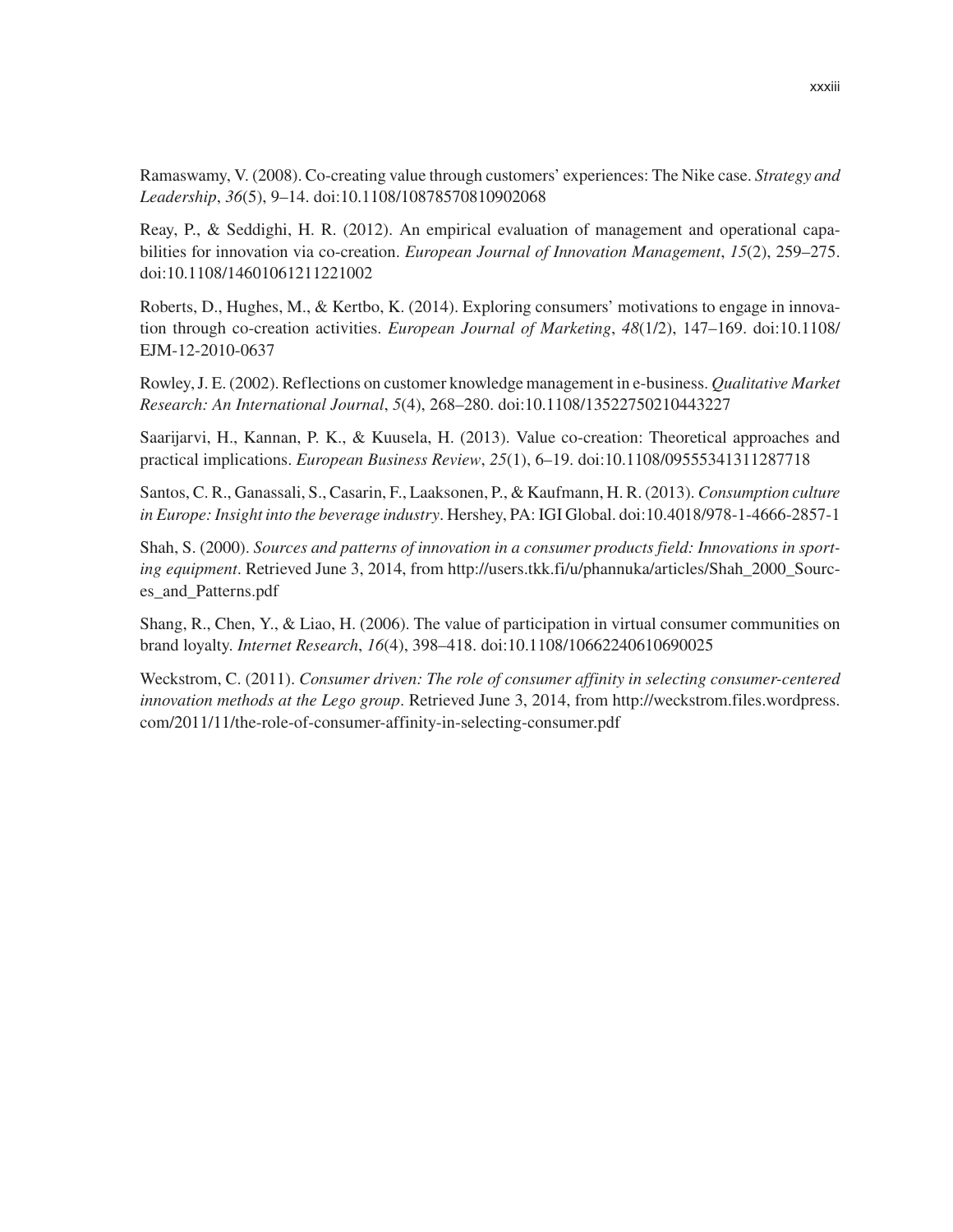Ramaswamy, V. (2008). Co-creating value through customers' experiences: The Nike case. *Strategy and Leadership*, *36*(5), 9–14. doi:10.1108/10878570810902068

Reay, P., & Seddighi, H. R. (2012). An empirical evaluation of management and operational capabilities for innovation via co-creation. *European Journal of Innovation Management*, *15*(2), 259–275. doi:10.1108/14601061211221002

Roberts, D., Hughes, M., & Kertbo, K. (2014). Exploring consumers' motivations to engage in innovation through co-creation activities. *European Journal of Marketing*, *48*(1/2), 147–169. doi:10.1108/EJM-12-2010-0637

Rowley, J. E. (2002). Reflections on customer knowledge management in e-business. *Qualitative Market Research: An International Journal*, *5*(4), 268–280. doi:10.1108/13522750210443227

Saarijarvi, H., Kannan, P. K., & Kuusela, H. (2013). Value co-creation: Theoretical approaches and practical implications. *European Business Review*, *25*(1), 6–19. doi:10.1108/09555341311287718

Santos, C. R., Ganassali, S., Casarin, F., Laaksonen, P., & Kaufmann, H. R. (2013). *Consumption culture in Europe: Insight into the beverage industry*. Hershey, PA: IGI Global. doi:10.4018/978-1-4666-2857-1

Shah, S. (2000). *Sources and patterns of innovation in a consumer products field: Innovations in sporting equipment*. Retrieved June 3, 2014, from http://users.tkk.fi/u/phannuka/articles/Shah_2000_Sources_and_Patterns.pdf

Shang, R., Chen, Y., & Liao, H. (2006). The value of participation in virtual consumer communities on brand loyalty. *Internet Research*, *16*(4), 398–418. doi:10.1108/10662240610690025

Weckstrom, C. (2011). *Consumer driven: The role of consumer affinity in selecting consumer-centered innovation methods at the Lego group*. Retrieved June 3, 2014, from http://weckstrom.files.wordpress.com/2011/11/the-role-of-consumer-affinity-in-selecting-consumer.pdf